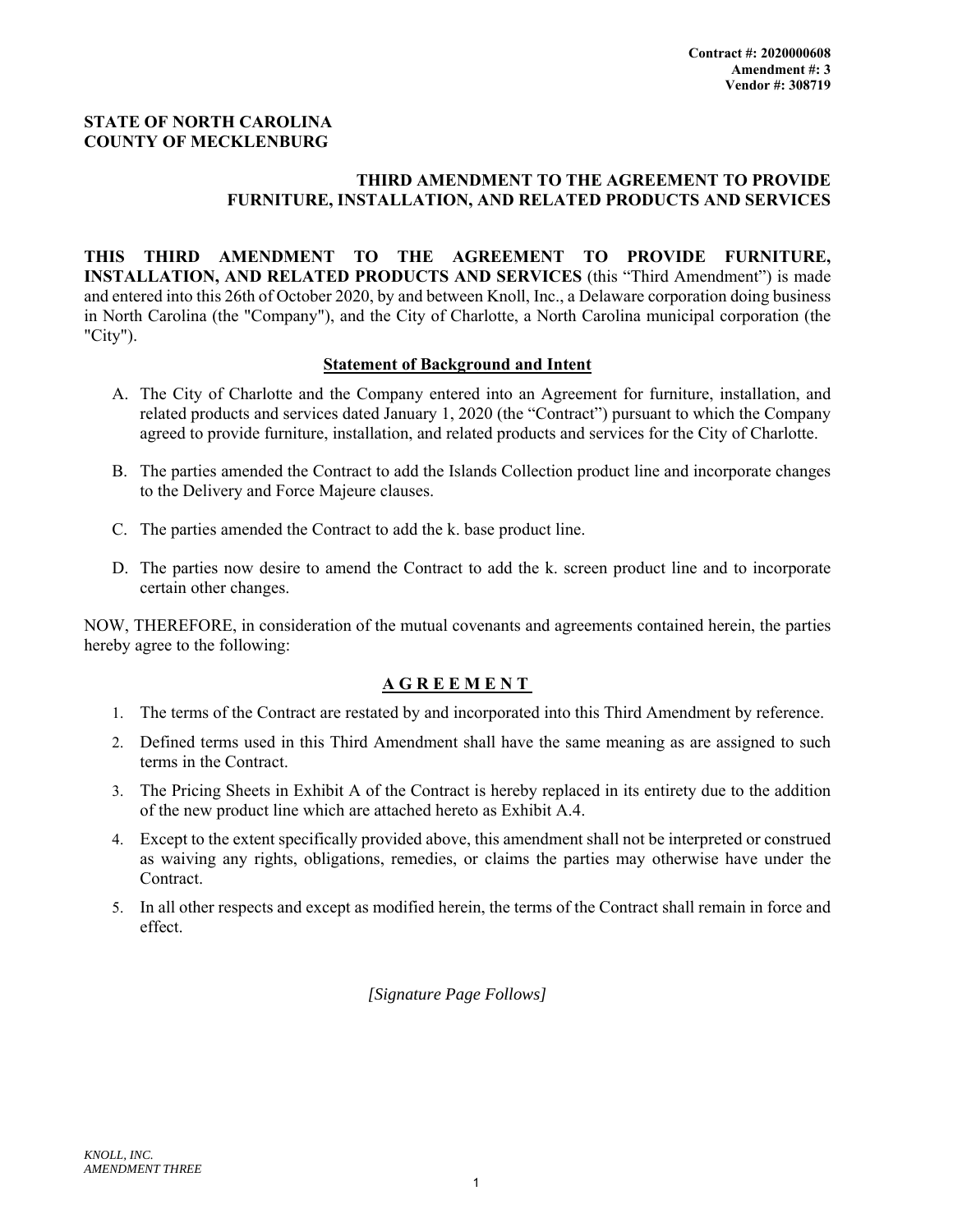**Contract #: 2020000608**
**Amendment #: 3**
**Vendor #: 308719**

**STATE OF NORTH CAROLINA**
**COUNTY OF MECKLENBURG**

## THIRD AMENDMENT TO THE AGREEMENT TO PROVIDE FURNITURE, INSTALLATION, AND RELATED PRODUCTS AND SERVICES

**THIS THIRD AMENDMENT TO THE AGREEMENT TO PROVIDE FURNITURE, INSTALLATION, AND RELATED PRODUCTS AND SERVICES** (this "Third Amendment") is made and entered into this 26th of October 2020, by and between Knoll, Inc., a Delaware corporation doing business in North Carolina (the "Company"), and the City of Charlotte, a North Carolina municipal corporation (the "City").

### Statement of Background and Intent

A. The City of Charlotte and the Company entered into an Agreement for furniture, installation, and related products and services dated January 1, 2020 (the "Contract") pursuant to which the Company agreed to provide furniture, installation, and related products and services for the City of Charlotte.

B. The parties amended the Contract to add the Islands Collection product line and incorporate changes to the Delivery and Force Majeure clauses.

C. The parties amended the Contract to add the k. base product line.

D. The parties now desire to amend the Contract to add the k. screen product line and to incorporate certain other changes.

NOW, THEREFORE, in consideration of the mutual covenants and agreements contained herein, the parties hereby agree to the following:

### A G R E E M E N T

1. The terms of the Contract are restated by and incorporated into this Third Amendment by reference.
2. Defined terms used in this Third Amendment shall have the same meaning as are assigned to such terms in the Contract.
3. The Pricing Sheets in Exhibit A of the Contract is hereby replaced in its entirety due to the addition of the new product line which are attached hereto as Exhibit A.4.
4. Except to the extent specifically provided above, this amendment shall not be interpreted or construed as waiving any rights, obligations, remedies, or claims the parties may otherwise have under the Contract.
5. In all other respects and except as modified herein, the terms of the Contract shall remain in force and effect.

*[Signature Page Follows]*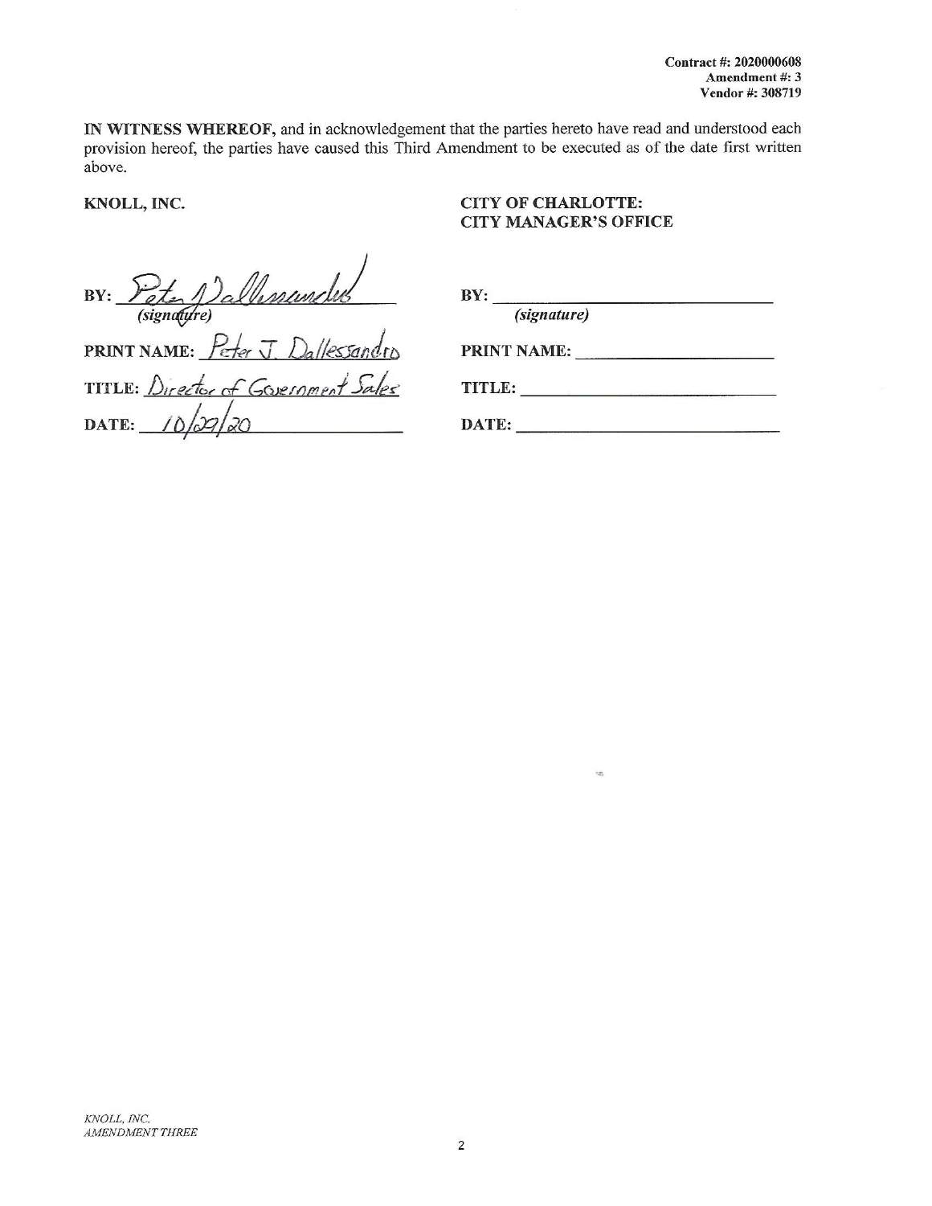**Contract #: 2020000608**
**Amendment #: 3**
**Vendor #: 308719**

**IN WITNESS WHEREOF,** and in acknowledgement that the parties hereto have read and understood each provision hereof, the parties have caused this Third Amendment to be executed as of the date first written above.

**KNOLL, INC.**

**BY:** Peter J Dallessandro
*(signature)*

**PRINT NAME:** Peter J. Dallessandro

**TITLE:** Director of Government Sales

**DATE:** 10/29/20

**CITY OF CHARLOTTE:**
**CITY MANAGER'S OFFICE**

**BY:** ______________________________
*(signature)*

**PRINT NAME:** ______________________

**TITLE:** ___________________________

**DATE:** ____________________________

*KNOLL, INC.*
*AMENDMENT THREE*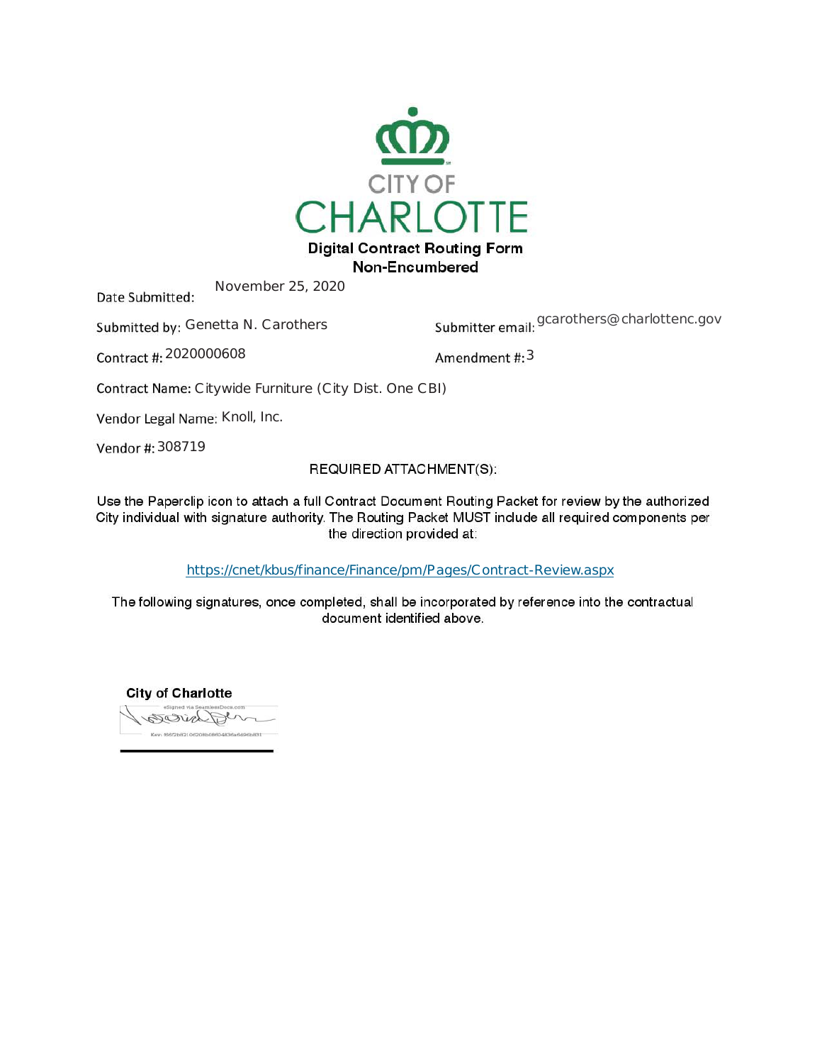CITY OF CHARLOTTE

**Digital Contract Routing Form**
**Non-Encumbered**

Date Submitted: November 25, 2020

Submitted by: Genetta N. Carothers

Submitter email: gcarothers@charlottenc.gov

Contract #: 2020000608

Amendment #: 3

Contract Name: Citywide Furniture (City Dist. One CBI)

Vendor Legal Name: Knoll, Inc.

Vendor #: 308719

REQUIRED ATTACHMENT(S):

Use the Paperclip icon to attach a full Contract Document Routing Packet for review by the authorized City individual with signature authority. The Routing Packet MUST include all required components per the direction provided at:

https://cnet/kbus/finance/Finance/pm/Pages/Contract-Review.aspx

The following signatures, once completed, shall be incorporated by reference into the contractual document identified above.

**City of Charlotte**

eSigned via SeamlessDocs.com

Key: f66f2b821 0d208b0860483 6a8d96b831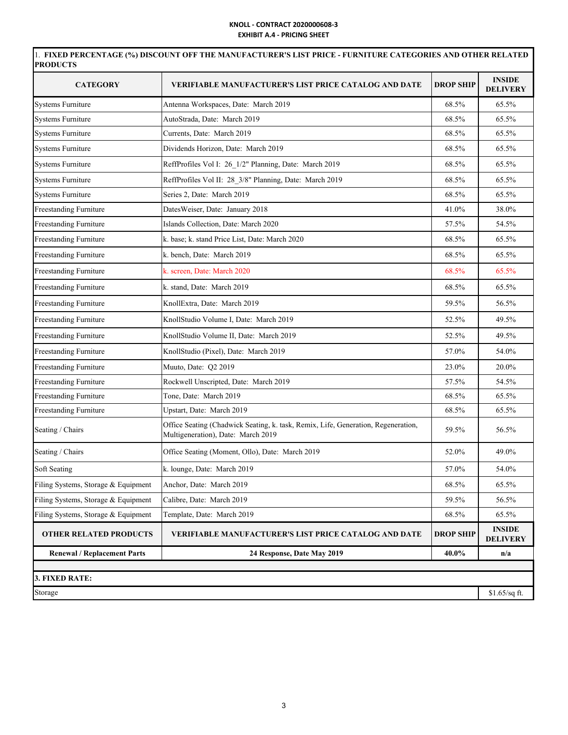**KNOLL - CONTRACT 2020000608-3**

**EXHIBIT A.4 - PRICING SHEET**

1. **FIXED PERCENTAGE (%) DISCOUNT OFF THE MANUFACTURER'S LIST PRICE - FURNITURE CATEGORIES AND OTHER RELATED PRODUCTS**

| CATEGORY | VERIFIABLE MANUFACTURER'S LIST PRICE CATALOG AND DATE | DROP SHIP | INSIDE DELIVERY |
|---|---|---|---|
| Systems Furniture | Antenna Workspaces, Date: March 2019 | 68.5% | 65.5% |
| Systems Furniture | AutoStrada, Date: March 2019 | 68.5% | 65.5% |
| Systems Furniture | Currents, Date: March 2019 | 68.5% | 65.5% |
| Systems Furniture | Dividends Horizon, Date: March 2019 | 68.5% | 65.5% |
| Systems Furniture | ReffProfiles Vol I: 26_1/2" Planning, Date: March 2019 | 68.5% | 65.5% |
| Systems Furniture | ReffProfiles Vol II: 28_3/8" Planning, Date: March 2019 | 68.5% | 65.5% |
| Systems Furniture | Series 2, Date: March 2019 | 68.5% | 65.5% |
| Freestanding Furniture | DatesWeiser, Date: January 2018 | 41.0% | 38.0% |
| Freestanding Furniture | Islands Collection, Date: March 2020 | 57.5% | 54.5% |
| Freestanding Furniture | k. base; k. stand Price List, Date: March 2020 | 68.5% | 65.5% |
| Freestanding Furniture | k. bench, Date: March 2019 | 68.5% | 65.5% |
| Freestanding Furniture | k. screen, Date: March 2020 | 68.5% | 65.5% |
| Freestanding Furniture | k. stand, Date: March 2019 | 68.5% | 65.5% |
| Freestanding Furniture | KnollExtra, Date: March 2019 | 59.5% | 56.5% |
| Freestanding Furniture | KnollStudio Volume I, Date: March 2019 | 52.5% | 49.5% |
| Freestanding Furniture | KnollStudio Volume II, Date: March 2019 | 52.5% | 49.5% |
| Freestanding Furniture | KnollStudio (Pixel), Date: March 2019 | 57.0% | 54.0% |
| Freestanding Furniture | Muuto, Date: Q2 2019 | 23.0% | 20.0% |
| Freestanding Furniture | Rockwell Unscripted, Date: March 2019 | 57.5% | 54.5% |
| Freestanding Furniture | Tone, Date: March 2019 | 68.5% | 65.5% |
| Freestanding Furniture | Upstart, Date: March 2019 | 68.5% | 65.5% |
| Seating / Chairs | Office Seating (Chadwick Seating, k. task, Remix, Life, Generation, Regeneration, Multigeneration), Date: March 2019 | 59.5% | 56.5% |
| Seating / Chairs | Office Seating (Moment, Ollo), Date: March 2019 | 52.0% | 49.0% |
| Soft Seating | k. lounge, Date: March 2019 | 57.0% | 54.0% |
| Filing Systems, Storage & Equipment | Anchor, Date: March 2019 | 68.5% | 65.5% |
| Filing Systems, Storage & Equipment | Calibre, Date: March 2019 | 59.5% | 56.5% |
| Filing Systems, Storage & Equipment | Template, Date: March 2019 | 68.5% | 65.5% |
| **OTHER RELATED PRODUCTS** | **VERIFIABLE MANUFACTURER'S LIST PRICE CATALOG AND DATE** | **DROP SHIP** | **INSIDE DELIVERY** |
| **Renewal / Replacement Parts** | **24 Response, Date May 2019** | **40.0%** | **n/a** |

**3. FIXED RATE:**

| | |
|---|---|
| Storage | $1.65/sq ft. |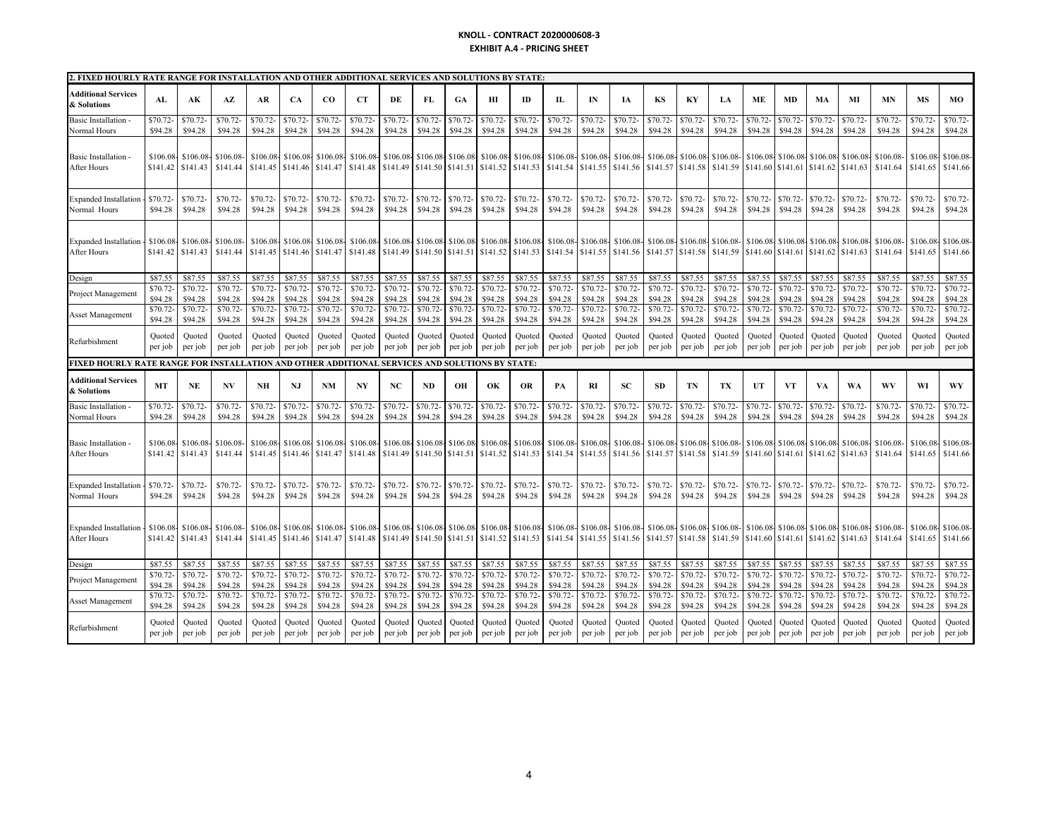**KNOLL - CONTRACT 2020000608-3**

**EXHIBIT A.4 - PRICING SHEET**

**2. FIXED HOURLY RATE RANGE FOR INSTALLATION AND OTHER ADDITIONAL SERVICES AND SOLUTIONS BY STATE:**

| Additional Services & Solutions | AL | AK | AZ | AR | CA | CO | CT | DE | FL | GA | HI | ID | IL | IN | IA | KS | KY | LA | ME | MD | MA | MI | MN | MS | MO |
|---|---|---|---|---|---|---|---|---|---|---|---|---|---|---|---|---|---|---|---|---|---|---|---|---|---|
| Basic Installation - Normal Hours | $70.72-$94.28 | $70.72-$94.28 | $70.72-$94.28 | $70.72-$94.28 | $70.72-$94.28 | $70.72-$94.28 | $70.72-$94.28 | $70.72-$94.28 | $70.72-$94.28 | $70.72-$94.28 | $70.72-$94.28 | $70.72-$94.28 | $70.72-$94.28 | $70.72-$94.28 | $70.72-$94.28 | $70.72-$94.28 | $70.72-$94.28 | $70.72-$94.28 | $70.72-$94.28 | $70.72-$94.28 | $70.72-$94.28 | $70.72-$94.28 | $70.72-$94.28 | $70.72-$94.28 | $70.72-$94.28 |
| Basic Installation - After Hours | $106.08-$141.42 | $106.08-$141.43 | $106.08-$141.44 | $106.08-$141.45 | $106.08-$141.46 | $106.08-$141.47 | $106.08-$141.48 | $106.08-$141.49 | $106.08-$141.50 | $106.08-$141.51 | $106.08-$141.52 | $106.08-$141.53 | $106.08-$141.54 | $106.08-$141.55 | $106.08-$141.56 | $106.08-$141.57 | $106.08-$141.58 | $106.08-$141.59 | $106.08-$141.60 | $106.08-$141.61 | $106.08-$141.62 | $106.08-$141.63 | $106.08-$141.64 | $106.08-$141.65 | $106.08-$141.66 |
| Expanded Installation - Normal Hours | $70.72-$94.28 | $70.72-$94.28 | $70.72-$94.28 | $70.72-$94.28 | $70.72-$94.28 | $70.72-$94.28 | $70.72-$94.28 | $70.72-$94.28 | $70.72-$94.28 | $70.72-$94.28 | $70.72-$94.28 | $70.72-$94.28 | $70.72-$94.28 | $70.72-$94.28 | $70.72-$94.28 | $70.72-$94.28 | $70.72-$94.28 | $70.72-$94.28 | $70.72-$94.28 | $70.72-$94.28 | $70.72-$94.28 | $70.72-$94.28 | $70.72-$94.28 | $70.72-$94.28 | $70.72-$94.28 |
| Expanded Installation - After Hours | $106.08-$141.42 | $106.08-$141.43 | $106.08-$141.44 | $106.08-$141.45 | $106.08-$141.46 | $106.08-$141.47 | $106.08-$141.48 | $106.08-$141.49 | $106.08-$141.50 | $106.08-$141.51 | $106.08-$141.52 | $106.08-$141.53 | $106.08-$141.54 | $106.08-$141.55 | $106.08-$141.56 | $106.08-$141.57 | $106.08-$141.58 | $106.08-$141.59 | $106.08-$141.60 | $106.08-$141.61 | $106.08-$141.62 | $106.08-$141.63 | $106.08-$141.64 | $106.08-$141.65 | $106.08-$141.66 |
| Design | $87.55 | $87.55 | $87.55 | $87.55 | $87.55 | $87.55 | $87.55 | $87.55 | $87.55 | $87.55 | $87.55 | $87.55 | $87.55 | $87.55 | $87.55 | $87.55 | $87.55 | $87.55 | $87.55 | $87.55 | $87.55 | $87.55 | $87.55 | $87.55 | $87.55 |
| Project Management | $70.72-$94.28 | $70.72-$94.28 | $70.72-$94.28 | $70.72-$94.28 | $70.72-$94.28 | $70.72-$94.28 | $70.72-$94.28 | $70.72-$94.28 | $70.72-$94.28 | $70.72-$94.28 | $70.72-$94.28 | $70.72-$94.28 | $70.72-$94.28 | $70.72-$94.28 | $70.72-$94.28 | $70.72-$94.28 | $70.72-$94.28 | $70.72-$94.28 | $70.72-$94.28 | $70.72-$94.28 | $70.72-$94.28 | $70.72-$94.28 | $70.72-$94.28 | $70.72-$94.28 | $70.72-$94.28 |
| Asset Management | $70.72-$94.28 | $70.72-$94.28 | $70.72-$94.28 | $70.72-$94.28 | $70.72-$94.28 | $70.72-$94.28 | $70.72-$94.28 | $70.72-$94.28 | $70.72-$94.28 | $70.72-$94.28 | $70.72-$94.28 | $70.72-$94.28 | $70.72-$94.28 | $70.72-$94.28 | $70.72-$94.28 | $70.72-$94.28 | $70.72-$94.28 | $70.72-$94.28 | $70.72-$94.28 | $70.72-$94.28 | $70.72-$94.28 | $70.72-$94.28 | $70.72-$94.28 | $70.72-$94.28 | $70.72-$94.28 |
| Refurbishment | Quoted per job | Quoted per job | Quoted per job | Quoted per job | Quoted per job | Quoted per job | Quoted per job | Quoted per job | Quoted per job | Quoted per job | Quoted per job | Quoted per job | Quoted per job | Quoted per job | Quoted per job | Quoted per job | Quoted per job | Quoted per job | Quoted per job | Quoted per job | Quoted per job | Quoted per job | Quoted per job | Quoted per job | Quoted per job |

**FIXED HOURLY RATE RANGE FOR INSTALLATION AND OTHER ADDITIONAL SERVICES AND SOLUTIONS BY STATE:**

| Additional Services & Solutions | MT | NE | NV | NH | NJ | NM | NY | NC | ND | OH | OK | OR | PA | RI | SC | SD | TN | TX | UT | VT | VA | WA | WV | WI | WY |
|---|---|---|---|---|---|---|---|---|---|---|---|---|---|---|---|---|---|---|---|---|---|---|---|---|---|
| Basic Installation - Normal Hours | $70.72-$94.28 | $70.72-$94.28 | $70.72-$94.28 | $70.72-$94.28 | $70.72-$94.28 | $70.72-$94.28 | $70.72-$94.28 | $70.72-$94.28 | $70.72-$94.28 | $70.72-$94.28 | $70.72-$94.28 | $70.72-$94.28 | $70.72-$94.28 | $70.72-$94.28 | $70.72-$94.28 | $70.72-$94.28 | $70.72-$94.28 | $70.72-$94.28 | $70.72-$94.28 | $70.72-$94.28 | $70.72-$94.28 | $70.72-$94.28 | $70.72-$94.28 | $70.72-$94.28 | $70.72-$94.28 |
| Basic Installation - After Hours | $106.08-$141.42 | $106.08-$141.43 | $106.08-$141.44 | $106.08-$141.45 | $106.08-$141.46 | $106.08-$141.47 | $106.08-$141.48 | $106.08-$141.49 | $106.08-$141.50 | $106.08-$141.51 | $106.08-$141.52 | $106.08-$141.53 | $106.08-$141.54 | $106.08-$141.55 | $106.08-$141.56 | $106.08-$141.57 | $106.08-$141.58 | $106.08-$141.59 | $106.08-$141.60 | $106.08-$141.61 | $106.08-$141.62 | $106.08-$141.63 | $106.08-$141.64 | $106.08-$141.65 | $106.08-$141.66 |
| Expanded Installation - Normal Hours | $70.72-$94.28 | $70.72-$94.28 | $70.72-$94.28 | $70.72-$94.28 | $70.72-$94.28 | $70.72-$94.28 | $70.72-$94.28 | $70.72-$94.28 | $70.72-$94.28 | $70.72-$94.28 | $70.72-$94.28 | $70.72-$94.28 | $70.72-$94.28 | $70.72-$94.28 | $70.72-$94.28 | $70.72-$94.28 | $70.72-$94.28 | $70.72-$94.28 | $70.72-$94.28 | $70.72-$94.28 | $70.72-$94.28 | $70.72-$94.28 | $70.72-$94.28 | $70.72-$94.28 | $70.72-$94.28 |
| Expanded Installation - After Hours | $106.08-$141.42 | $106.08-$141.43 | $106.08-$141.44 | $106.08-$141.45 | $106.08-$141.46 | $106.08-$141.47 | $106.08-$141.48 | $106.08-$141.49 | $106.08-$141.50 | $106.08-$141.51 | $106.08-$141.52 | $106.08-$141.53 | $106.08-$141.54 | $106.08-$141.55 | $106.08-$141.56 | $106.08-$141.57 | $106.08-$141.58 | $106.08-$141.59 | $106.08-$141.60 | $106.08-$141.61 | $106.08-$141.62 | $106.08-$141.63 | $106.08-$141.64 | $106.08-$141.65 | $106.08-$141.66 |
| Design | $87.55 | $87.55 | $87.55 | $87.55 | $87.55 | $87.55 | $87.55 | $87.55 | $87.55 | $87.55 | $87.55 | $87.55 | $87.55 | $87.55 | $87.55 | $87.55 | $87.55 | $87.55 | $87.55 | $87.55 | $87.55 | $87.55 | $87.55 | $87.55 | $87.55 |
| Project Management | $70.72-$94.28 | $70.72-$94.28 | $70.72-$94.28 | $70.72-$94.28 | $70.72-$94.28 | $70.72-$94.28 | $70.72-$94.28 | $70.72-$94.28 | $70.72-$94.28 | $70.72-$94.28 | $70.72-$94.28 | $70.72-$94.28 | $70.72-$94.28 | $70.72-$94.28 | $70.72-$94.28 | $70.72-$94.28 | $70.72-$94.28 | $70.72-$94.28 | $70.72-$94.28 | $70.72-$94.28 | $70.72-$94.28 | $70.72-$94.28 | $70.72-$94.28 | $70.72-$94.28 | $70.72-$94.28 |
| Asset Management | $70.72-$94.28 | $70.72-$94.28 | $70.72-$94.28 | $70.72-$94.28 | $70.72-$94.28 | $70.72-$94.28 | $70.72-$94.28 | $70.72-$94.28 | $70.72-$94.28 | $70.72-$94.28 | $70.72-$94.28 | $70.72-$94.28 | $70.72-$94.28 | $70.72-$94.28 | $70.72-$94.28 | $70.72-$94.28 | $70.72-$94.28 | $70.72-$94.28 | $70.72-$94.28 | $70.72-$94.28 | $70.72-$94.28 | $70.72-$94.28 | $70.72-$94.28 | $70.72-$94.28 | $70.72-$94.28 |
| Refurbishment | Quoted per job | Quoted per job | Quoted per job | Quoted per job | Quoted per job | Quoted per job | Quoted per job | Quoted per job | Quoted per job | Quoted per job | Quoted per job | Quoted per job | Quoted per job | Quoted per job | Quoted per job | Quoted per job | Quoted per job | Quoted per job | Quoted per job | Quoted per job | Quoted per job | Quoted per job | Quoted per job | Quoted per job | Quoted per job |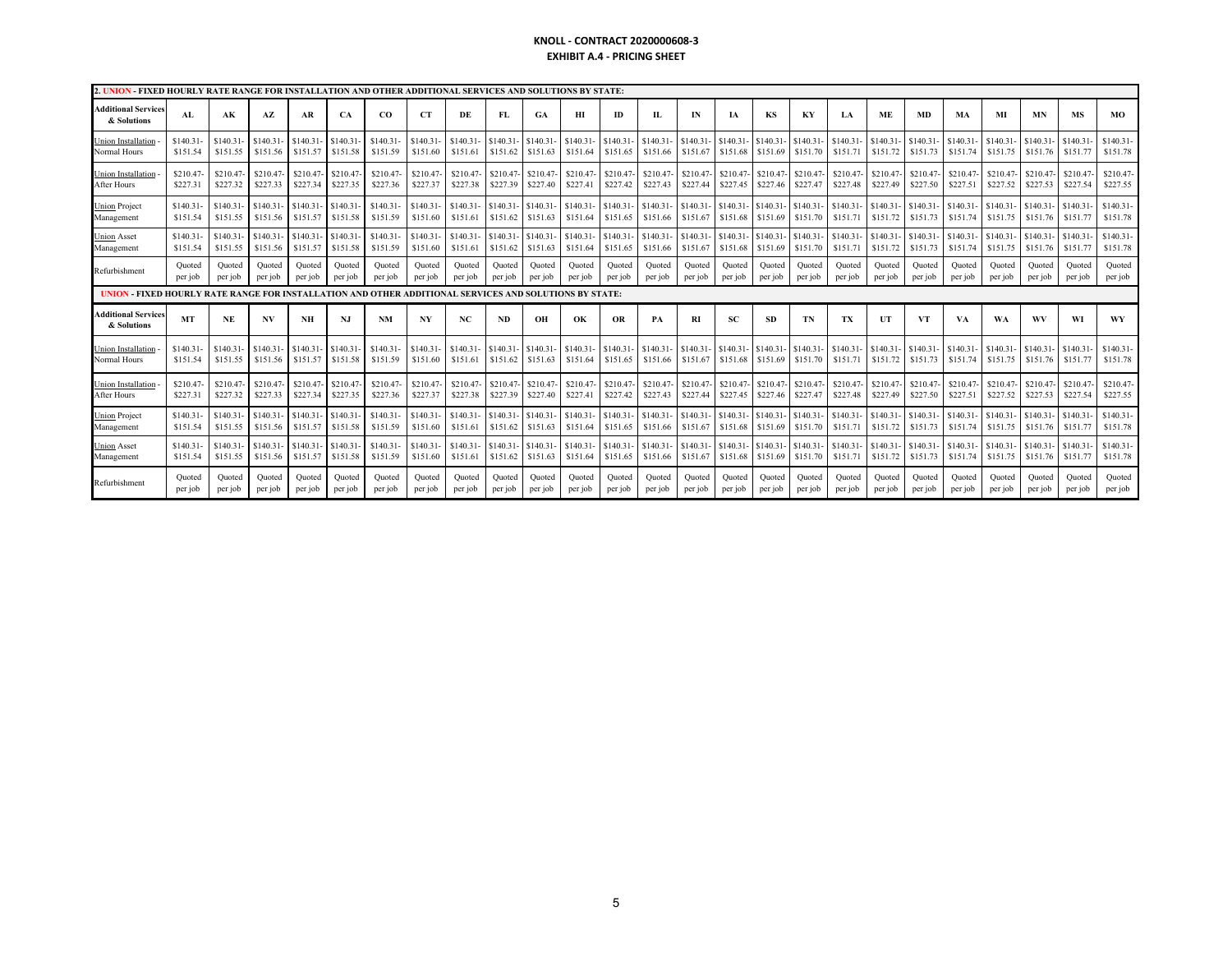# KNOLL - CONTRACT 2020000608-3

## EXHIBIT A.4 - PRICING SHEET

**2. UNION - FIXED HOURLY RATE RANGE FOR INSTALLATION AND OTHER ADDITIONAL SERVICES AND SOLUTIONS BY STATE:**

| Additional Services & Solutions | AL | AK | AZ | AR | CA | CO | CT | DE | FL | GA | HI | ID | IL | IN | IA | KS | KY | LA | ME | MD | MA | MI | MN | MS | MO |
|---|---|---|---|---|---|---|---|---|---|---|---|---|---|---|---|---|---|---|---|---|---|---|---|---|---|
| Union Installation - Normal Hours | $140.31-$151.54 | $140.31-$151.55 | $140.31-$151.56 | $140.31-$151.57 | $140.31-$151.58 | $140.31-$151.59 | $140.31-$151.60 | $140.31-$151.61 | $140.31-$151.62 | $140.31-$151.63 | $140.31-$151.64 | $140.31-$151.65 | $140.31-$151.66 | $140.31-$151.67 | $140.31-$151.68 | $140.31-$151.69 | $140.31-$151.70 | $140.31-$151.71 | $140.31-$151.72 | $140.31-$151.73 | $140.31-$151.74 | $140.31-$151.75 | $140.31-$151.76 | $140.31-$151.77 | $140.31-$151.78 |
| Union Installation - After Hours | $210.47-$227.31 | $210.47-$227.32 | $210.47-$227.33 | $210.47-$227.34 | $210.47-$227.35 | $210.47-$227.36 | $210.47-$227.37 | $210.47-$227.38 | $210.47-$227.39 | $210.47-$227.40 | $210.47-$227.41 | $210.47-$227.42 | $210.47-$227.43 | $210.47-$227.44 | $210.47-$227.45 | $210.47-$227.46 | $210.47-$227.47 | $210.47-$227.48 | $210.47-$227.49 | $210.47-$227.50 | $210.47-$227.51 | $210.47-$227.52 | $210.47-$227.53 | $210.47-$227.54 | $210.47-$227.55 |
| Union Project Management | $140.31-$151.54 | $140.31-$151.55 | $140.31-$151.56 | $140.31-$151.57 | $140.31-$151.58 | $140.31-$151.59 | $140.31-$151.60 | $140.31-$151.61 | $140.31-$151.62 | $140.31-$151.63 | $140.31-$151.64 | $140.31-$151.65 | $140.31-$151.66 | $140.31-$151.67 | $140.31-$151.68 | $140.31-$151.69 | $140.31-$151.70 | $140.31-$151.71 | $140.31-$151.72 | $140.31-$151.73 | $140.31-$151.74 | $140.31-$151.75 | $140.31-$151.76 | $140.31-$151.77 | $140.31-$151.78 |
| Union Asset Management | $140.31-$151.54 | $140.31-$151.55 | $140.31-$151.56 | $140.31-$151.57 | $140.31-$151.58 | $140.31-$151.59 | $140.31-$151.60 | $140.31-$151.61 | $140.31-$151.62 | $140.31-$151.63 | $140.31-$151.64 | $140.31-$151.65 | $140.31-$151.66 | $140.31-$151.67 | $140.31-$151.68 | $140.31-$151.69 | $140.31-$151.70 | $140.31-$151.71 | $140.31-$151.72 | $140.31-$151.73 | $140.31-$151.74 | $140.31-$151.75 | $140.31-$151.76 | $140.31-$151.77 | $140.31-$151.78 |
| Refurbishment | Quoted per job | Quoted per job | Quoted per job | Quoted per job | Quoted per job | Quoted per job | Quoted per job | Quoted per job | Quoted per job | Quoted per job | Quoted per job | Quoted per job | Quoted per job | Quoted per job | Quoted per job | Quoted per job | Quoted per job | Quoted per job | Quoted per job | Quoted per job | Quoted per job | Quoted per job | Quoted per job | Quoted per job | Quoted per job |

**UNION - FIXED HOURLY RATE RANGE FOR INSTALLATION AND OTHER ADDITIONAL SERVICES AND SOLUTIONS BY STATE:**

| Additional Services & Solutions | MT | NE | NV | NH | NJ | NM | NY | NC | ND | OH | OK | OR | PA | RI | SC | SD | TN | TX | UT | VT | VA | WA | WV | WI | WY |
|---|---|---|---|---|---|---|---|---|---|---|---|---|---|---|---|---|---|---|---|---|---|---|---|---|---|
| Union Installation - Normal Hours | $140.31-$151.54 | $140.31-$151.55 | $140.31-$151.56 | $140.31-$151.57 | $140.31-$151.58 | $140.31-$151.59 | $140.31-$151.60 | $140.31-$151.61 | $140.31-$151.62 | $140.31-$151.63 | $140.31-$151.64 | $140.31-$151.65 | $140.31-$151.66 | $140.31-$151.67 | $140.31-$151.68 | $140.31-$151.69 | $140.31-$151.70 | $140.31-$151.71 | $140.31-$151.72 | $140.31-$151.73 | $140.31-$151.74 | $140.31-$151.75 | $140.31-$151.76 | $140.31-$151.77 | $140.31-$151.78 |
| Union Installation - After Hours | $210.47-$227.31 | $210.47-$227.32 | $210.47-$227.33 | $210.47-$227.34 | $210.47-$227.35 | $210.47-$227.36 | $210.47-$227.37 | $210.47-$227.38 | $210.47-$227.39 | $210.47-$227.40 | $210.47-$227.41 | $210.47-$227.42 | $210.47-$227.43 | $210.47-$227.44 | $210.47-$227.45 | $210.47-$227.46 | $210.47-$227.47 | $210.47-$227.48 | $210.47-$227.49 | $210.47-$227.50 | $210.47-$227.51 | $210.47-$227.52 | $210.47-$227.53 | $210.47-$227.54 | $210.47-$227.55 |
| Union Project Management | $140.31-$151.54 | $140.31-$151.55 | $140.31-$151.56 | $140.31-$151.57 | $140.31-$151.58 | $140.31-$151.59 | $140.31-$151.60 | $140.31-$151.61 | $140.31-$151.62 | $140.31-$151.63 | $140.31-$151.64 | $140.31-$151.65 | $140.31-$151.66 | $140.31-$151.67 | $140.31-$151.68 | $140.31-$151.69 | $140.31-$151.70 | $140.31-$151.71 | $140.31-$151.72 | $140.31-$151.73 | $140.31-$151.74 | $140.31-$151.75 | $140.31-$151.76 | $140.31-$151.77 | $140.31-$151.78 |
| Union Asset Management | $140.31-$151.54 | $140.31-$151.55 | $140.31-$151.56 | $140.31-$151.57 | $140.31-$151.58 | $140.31-$151.59 | $140.31-$151.60 | $140.31-$151.61 | $140.31-$151.62 | $140.31-$151.63 | $140.31-$151.64 | $140.31-$151.65 | $140.31-$151.66 | $140.31-$151.67 | $140.31-$151.68 | $140.31-$151.69 | $140.31-$151.70 | $140.31-$151.71 | $140.31-$151.72 | $140.31-$151.73 | $140.31-$151.74 | $140.31-$151.75 | $140.31-$151.76 | $140.31-$151.77 | $140.31-$151.78 |
| Refurbishment | Quoted per job | Quoted per job | Quoted per job | Quoted per job | Quoted per job | Quoted per job | Quoted per job | Quoted per job | Quoted per job | Quoted per job | Quoted per job | Quoted per job | Quoted per job | Quoted per job | Quoted per job | Quoted per job | Quoted per job | Quoted per job | Quoted per job | Quoted per job | Quoted per job | Quoted per job | Quoted per job | Quoted per job | Quoted per job |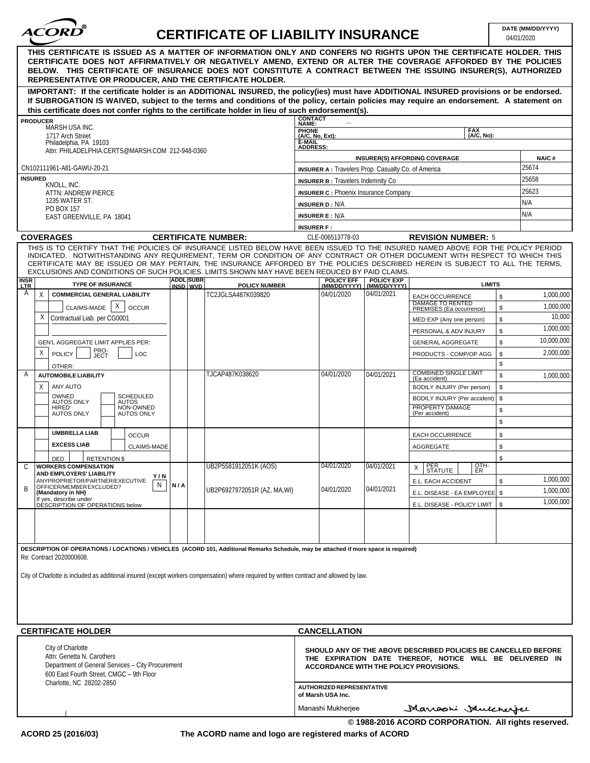ACORD®

# CERTIFICATE OF LIABILITY INSURANCE

**DATE (MM/DD/YYYY)** 04/01/2020

**THIS CERTIFICATE IS ISSUED AS A MATTER OF INFORMATION ONLY AND CONFERS NO RIGHTS UPON THE CERTIFICATE HOLDER. THIS CERTIFICATE DOES NOT AFFIRMATIVELY OR NEGATIVELY AMEND, EXTEND OR ALTER THE COVERAGE AFFORDED BY THE POLICIES BELOW. THIS CERTIFICATE OF INSURANCE DOES NOT CONSTITUTE A CONTRACT BETWEEN THE ISSUING INSURER(S), AUTHORIZED REPRESENTATIVE OR PRODUCER, AND THE CERTIFICATE HOLDER.**

**IMPORTANT: If the certificate holder is an ADDITIONAL INSURED, the policy(ies) must have ADDITIONAL INSURED provisions or be endorsed. If SUBROGATION IS WAIVED, subject to the terms and conditions of the policy, certain policies may require an endorsement. A statement on this certificate does not confer rights to the certificate holder in lieu of such endorsement(s).**

**PRODUCER**
MARSH USA INC.
1717 Arch Street
Philadelphia, PA 19103
Attn: PHILADELPHIA.CERTS@MARSH.COM 212-948-0360

CN102111961-All1-GAWU-20-21

**CONTACT NAME:** ...
**PHONE (A/C, No, Ext):**
**FAX (A/C, No):**
**E-MAIL ADDRESS:**

| INSURER(S) AFFORDING COVERAGE | NAIC # |
|---|---|
| INSURER A : Travelers Prop. Casualty Co. of America | 25674 |
| INSURER B : Travelers Indemnity Co | 25658 |
| INSURER C : Phoenix Insurance Company | 25623 |
| INSURER D : N/A | N/A |
| INSURER E : N/A | N/A |
| INSURER F : | |

**INSURED**
KNOLL, INC.
ATTN: ANDREW PIERCE
1235 WATER ST.
PO BOX 157
EAST GREENVILLE, PA 18041

**COVERAGES** **CERTIFICATE NUMBER:** CLE-006513778-03 **REVISION NUMBER:** 5

THIS IS TO CERTIFY THAT THE POLICIES OF INSURANCE LISTED BELOW HAVE BEEN ISSUED TO THE INSURED NAMED ABOVE FOR THE POLICY PERIOD INDICATED. NOTWITHSTANDING ANY REQUIREMENT, TERM OR CONDITION OF ANY CONTRACT OR OTHER DOCUMENT WITH RESPECT TO WHICH THIS CERTIFICATE MAY BE ISSUED OR MAY PERTAIN, THE INSURANCE AFFORDED BY THE POLICIES DESCRIBED HEREIN IS SUBJECT TO ALL THE TERMS, EXCLUSIONS AND CONDITIONS OF SUCH POLICIES. LIMITS SHOWN MAY HAVE BEEN REDUCED BY PAID CLAIMS.

| INSR LTR | TYPE OF INSURANCE | ADDL INSD | SUBR WVD | POLICY NUMBER | POLICY EFF (MM/DD/YYYY) | POLICY EXP (MM/DD/YYYY) | LIMITS | |
|---|---|---|---|---|---|---|---|---|
| A | X COMMERCIAL GENERAL LIABILITY | | | TC2JGLSA487K039820 | 04/01/2020 | 04/01/2021 | EACH OCCURRENCE | $ 1,000,000 |
| | CLAIMS-MADE [X] OCCUR | | | | | | DAMAGE TO RENTED PREMISES (Ea occurrence) | $ 1,000,000 |
| | X Contractual Liab. per CG0001 | | | | | | MED EXP (Any one person) | $ 10,000 |
| | | | | | | | PERSONAL & ADV INJURY | $ 1,000,000 |
| | GEN'L AGGREGATE LIMIT APPLIES PER: | | | | | | GENERAL AGGREGATE | $ 10,000,000 |
| | X POLICY [ ] PRO-JECT [ ] LOC | | | | | | PRODUCTS - COMP/OP AGG | $ 2,000,000 |
| | OTHER: | | | | | | | $ |
| A | AUTOMOBILE LIABILITY | | | TJCAP487K038620 | 04/01/2020 | 04/01/2021 | COMBINED SINGLE LIMIT (Ea accident) | $ 1,000,000 |
| | X ANY AUTO | | | | | | BODILY INJURY (Per person) | $ |
| | OWNED AUTOS ONLY / SCHEDULED AUTOS | | | | | | BODILY INJURY (Per accident) | $ |
| | HIRED AUTOS ONLY / NON-OWNED AUTOS ONLY | | | | | | PROPERTY DAMAGE (Per accident) | $ |
| | | | | | | | | $ |
| | UMBRELLA LIAB / OCCUR | | | | | | EACH OCCURRENCE | $ |
| | EXCESS LIAB / CLAIMS-MADE | | | | | | AGGREGATE | $ |
| | DED / RETENTION $ | | | | | | | $ |
| C | WORKERS COMPENSATION AND EMPLOYERS' LIABILITY | | | UB2P5581912051K (AOS) | 04/01/2020 | 04/01/2021 | X PER STATUTE / OTH-ER | |
| | ANYPROPRIETOR/PARTNER/EXECUTIVE OFFICER/MEMBER EXCLUDED? (Mandatory in NH) Y/N: N | N/A | | | | | E.L. EACH ACCIDENT | $ 1,000,000 |
| B | If yes, describe under DESCRIPTION OF OPERATIONS below | | | UB2P6927972051R (AZ, MA,WI) | 04/01/2020 | 04/01/2021 | E.L. DISEASE - EA EMPLOYEE | $ 1,000,000 |
| | | | | | | | E.L. DISEASE - POLICY LIMIT | $ 1,000,000 |

**DESCRIPTION OF OPERATIONS / LOCATIONS / VEHICLES (ACORD 101, Additional Remarks Schedule, may be attached if more space is required)**
Re: Contract 2020000608.

City of Charlotte is included as additional insured (except workers compensation) where required by written contract and allowed by law.

**CERTIFICATE HOLDER**

City of Charlotte
Attn: Genetta N. Carothers
Department of General Services – City Procurement
600 East Fourth Street, CMGC – 9th Floor
Charlotte, NC 28202-2850

**CANCELLATION**

**SHOULD ANY OF THE ABOVE DESCRIBED POLICIES BE CANCELLED BEFORE THE EXPIRATION DATE THEREOF, NOTICE WILL BE DELIVERED IN ACCORDANCE WITH THE POLICY PROVISIONS.**

**AUTHORIZED REPRESENTATIVE**
of Marsh USA Inc.

Manashi Mukherjee *Manashi Mukherjee*

© 1988-2016 ACORD CORPORATION. All rights reserved.

ACORD 25 (2016/03) The ACORD name and logo are registered marks of ACORD